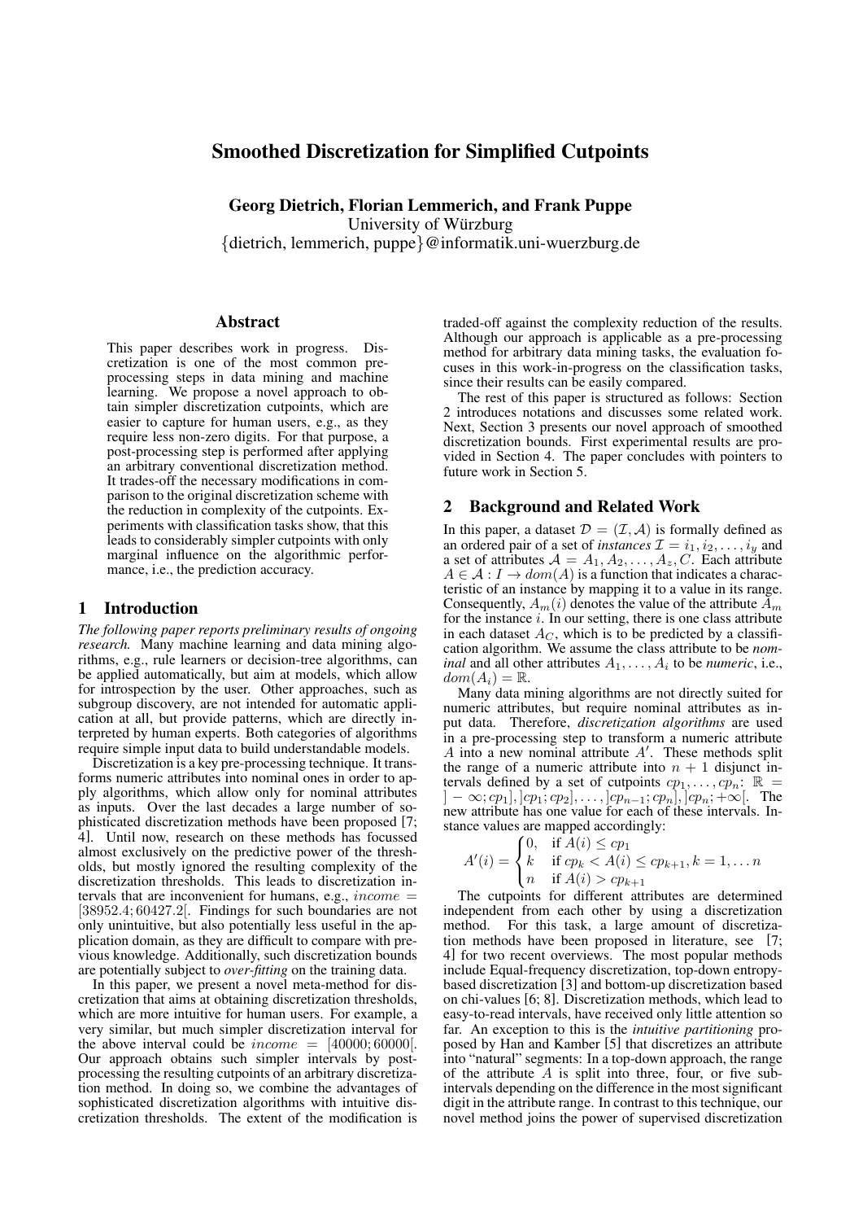# Smoothed Discretization for Simplified Cutpoints

**Georg Dietrich, Florian Lemmerich, and Frank Puppe**
University of Würzburg
{dietrich, lemmerich, puppe}@informatik.uni-wuerzburg.de

## Abstract

This paper describes work in progress. Discretization is one of the most common preprocessing steps in data mining and machine learning. We propose a novel approach to obtain simpler discretization cutpoints, which are easier to capture for human users, e.g., as they require less non-zero digits. For that purpose, a post-processing step is performed after applying an arbitrary conventional discretization method. It trades-off the necessary modifications in comparison to the original discretization scheme with the reduction in complexity of the cutpoints. Experiments with classification tasks show, that this leads to considerably simpler cutpoints with only marginal influence on the algorithmic performance, i.e., the prediction accuracy.

## 1 Introduction

*The following paper reports preliminary results of ongoing research.* Many machine learning and data mining algorithms, e.g., rule learners or decision-tree algorithms, can be applied automatically, but aim at models, which allow for introspection by the user. Other approaches, such as subgroup discovery, are not intended for automatic application at all, but provide patterns, which are directly interpreted by human experts. Both categories of algorithms require simple input data to build understandable models.

Discretization is a key pre-processing technique. It transforms numeric attributes into nominal ones in order to apply algorithms, which allow only for nominal attributes as inputs. Over the last decades a large number of sophisticated discretization methods have been proposed [7; 4]. Until now, research on these methods has focussed almost exclusively on the predictive power of the thresholds, but mostly ignored the resulting complexity of the discretization thresholds. This leads to discretization intervals that are inconvenient for humans, e.g., $income = [38952.4; 60427.2[$. Findings for such boundaries are not only unintuitive, but also potentially less useful in the application domain, as they are difficult to compare with previous knowledge. Additionally, such discretization bounds are potentially subject to *over-fitting* on the training data.

In this paper, we present a novel meta-method for discretization that aims at obtaining discretization thresholds, which are more intuitive for human users. For example, a very similar, but much simpler discretization interval for the above interval could be $income = [40000; 60000[$. Our approach obtains such simpler intervals by post-processing the resulting cutpoints of an arbitrary discretization method. In doing so, we combine the advantages of sophisticated discretization algorithms with intuitive discretization thresholds. The extent of the modification is traded-off against the complexity reduction of the results. Although our approach is applicable as a pre-processing method for arbitrary data mining tasks, the evaluation focuses in this work-in-progress on the classification tasks, since their results can be easily compared.

The rest of this paper is structured as follows: Section 2 introduces notations and discusses some related work. Next, Section 3 presents our novel approach of smoothed discretization bounds. First experimental results are provided in Section 4. The paper concludes with pointers to future work in Section 5.

## 2 Background and Related Work

In this paper, a dataset $\mathcal{D} = (\mathcal{I}, \mathcal{A})$ is formally defined as an ordered pair of a set of *instances* $\mathcal{I} = i_1, i_2, \ldots, i_y$ and a set of attributes $\mathcal{A} = A_1, A_2, \ldots, A_z, C$. Each attribute $A \in \mathcal{A} : I \rightarrow dom(A)$ is a function that indicates a characteristic of an instance by mapping it to a value in its range. Consequently, $A_m(i)$ denotes the value of the attribute $A_m$ for the instance $i$. In our setting, there is one class attribute in each dataset $A_C$, which is to be predicted by a classification algorithm. We assume the class attribute to be *nominal* and all other attributes $A_1, \ldots, A_i$ to be *numeric*, i.e., $dom(A_i) = \mathbb{R}$.

Many data mining algorithms are not directly suited for numeric attributes, but require nominal attributes as input data. Therefore, *discretization algorithms* are used in a pre-processing step to transform a numeric attribute $A$ into a new nominal attribute $A'$. These methods split the range of a numeric attribute into $n+1$ disjunct intervals defined by a set of cutpoints $cp_1, \ldots, cp_n$: $\mathbb{R} = ]-\infty; cp_1], ]cp_1; cp_2], \ldots, ]cp_{n-1}; cp_n], ]cp_n; +\infty[$. The new attribute has one value for each of these intervals. Instance values are mapped accordingly:

$$A'(i) = \begin{cases} 0, & \text{if } A(i) \leq cp_1 \\ k & \text{if } cp_k < A(i) \leq cp_{k+1}, k = 1, \ldots n \\ n & \text{if } A(i) > cp_{k+1} \end{cases}$$

The cutpoints for different attributes are determined independent from each other by using a discretization method. For this task, a large amount of discretization methods have been proposed in literature, see [7; 4] for two recent overviews. The most popular methods include Equal-frequency discretization, top-down entropy-based discretization [3] and bottom-up discretization based on chi-values [6; 8]. Discretization methods, which lead to easy-to-read intervals, have received only little attention so far. An exception to this is the *intuitive partitioning* proposed by Han and Kamber [5] that discretizes an attribute into "natural" segments: In a top-down approach, the range of the attribute $A$ is split into three, four, or five subintervals depending on the difference in the most significant digit in the attribute range. In contrast to this technique, our novel method joins the power of supervised discretization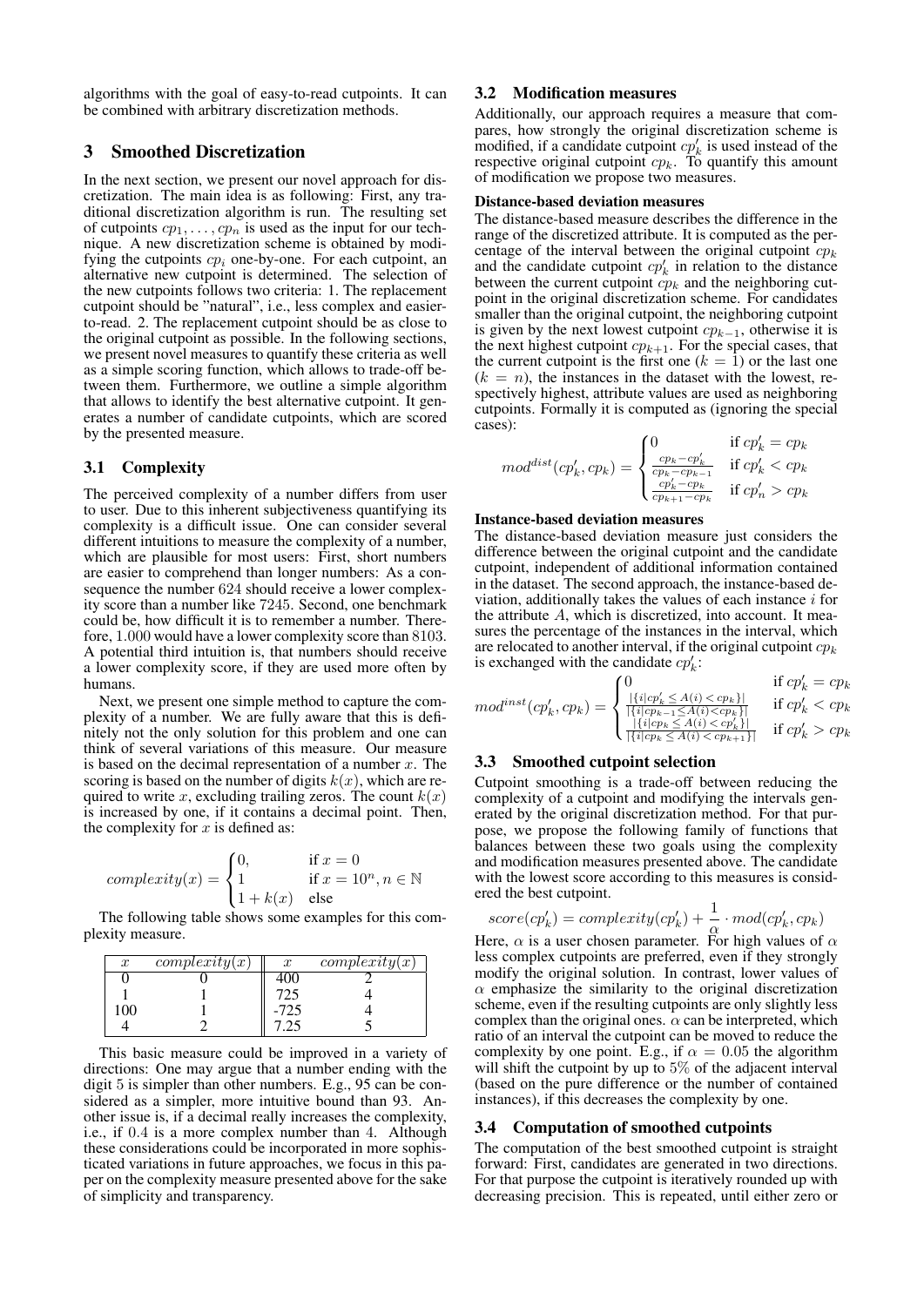algorithms with the goal of easy-to-read cutpoints. It can be combined with arbitrary discretization methods.

## 3 Smoothed Discretization

In the next section, we present our novel approach for discretization. The main idea is as following: First, any traditional discretization algorithm is run. The resulting set of cutpoints $cp_1, \ldots, cp_n$ is used as the input for our technique. A new discretization scheme is obtained by modifying the cutpoints $cp_i$ one-by-one. For each cutpoint, an alternative new cutpoint is determined. The selection of the new cutpoints follows two criteria: 1. The replacement cutpoint should be "natural", i.e., less complex and easier-to-read. 2. The replacement cutpoint should be as close to the original cutpoint as possible. In the following sections, we present novel measures to quantify these criteria as well as a simple scoring function, which allows to trade-off between them. Furthermore, we outline a simple algorithm that allows to identify the best alternative cutpoint. It generates a number of candidate cutpoints, which are scored by the presented measure.

### 3.1 Complexity

The perceived complexity of a number differs from user to user. Due to this inherent subjectiveness quantifying its complexity is a difficult issue. One can consider several different intuitions to measure the complexity of a number, which are plausible for most users: First, short numbers are easier to comprehend than longer numbers: As a consequence the number 624 should receive a lower complexity score than a number like 7245. Second, one benchmark could be, how difficult it is to remember a number. Therefore, 1.000 would have a lower complexity score than 8103. A potential third intuition is, that numbers should receive a lower complexity score, if they are used more often by humans.

Next, we present one simple method to capture the complexity of a number. We are fully aware that this is definitely not the only solution for this problem and one can think of several variations of this measure. Our measure is based on the decimal representation of a number $x$. The scoring is based on the number of digits $k(x)$, which are required to write $x$, excluding trailing zeros. The count $k(x)$ is increased by one, if it contains a decimal point. Then, the complexity for $x$ is defined as:

$$complexity(x) = \begin{cases} 0, & \text{if } x = 0 \\ 1 & \text{if } x = 10^n, n \in \mathbb{N} \\ 1 + k(x) & \text{else} \end{cases}$$

The following table shows some examples for this complexity measure.

| $x$ | $complexity(x)$ | $x$ | $complexity(x)$ |
|---|---|---|---|
| 0 | 0 | 400 | 2 |
| 1 | 1 | 725 | 4 |
| 100 | 1 | -725 | 4 |
| 4 | 2 | 7.25 | 5 |

This basic measure could be improved in a variety of directions: One may argue that a number ending with the digit 5 is simpler than other numbers. E.g., 95 can be considered as a simpler, more intuitive bound than 93. Another issue is, if a decimal really increases the complexity, i.e., if 0.4 is a more complex number than 4. Although these considerations could be incorporated in more sophisticated variations in future approaches, we focus in this paper on the complexity measure presented above for the sake of simplicity and transparency.

### 3.2 Modification measures

Additionally, our approach requires a measure that compares, how strongly the original discretization scheme is modified, if a candidate cutpoint $cp'_k$ is used instead of the respective original cutpoint $cp_k$. To quantify this amount of modification we propose two measures.

**Distance-based deviation measures**

The distance-based measure describes the difference in the range of the discretized attribute. It is computed as the percentage of the interval between the original cutpoint $cp_k$ and the candidate cutpoint $cp'_k$ in relation to the distance between the current cutpoint $cp_k$ and the neighboring cutpoint in the original discretization scheme. For candidates smaller than the original cutpoint, the neighboring cutpoint is given by the next lowest cutpoint $cp_{k-1}$, otherwise it is the next highest cutpoint $cp_{k+1}$. For the special cases, that the current cutpoint is the first one ($k = 1$) or the last one ($k = n$), the instances in the dataset with the lowest, respectively highest, attribute values are used as neighboring cutpoints. Formally it is computed as (ignoring the special cases):

$$mod^{dist}(cp'_k, cp_k) = \begin{cases} 0 & \text{if } cp'_k = cp_k \\ \frac{cp_k - cp'_k}{cp_k - cp_{k-1}} & \text{if } cp'_k < cp_k \\ \frac{cp'_k - cp_k}{cp_{k+1} - cp_k} & \text{if } cp'_n > cp_k \end{cases}$$

**Instance-based deviation measures**

The distance-based deviation measure just considers the difference between the original cutpoint and the candidate cutpoint, independent of additional information contained in the dataset. The second approach, the instance-based deviation, additionally takes the values of each instance $i$ for the attribute $A$, which is discretized, into account. It measures the percentage of the instances in the interval, which are relocated to another interval, if the original cutpoint $cp_k$ is exchanged with the candidate $cp'_k$:

$$mod^{inst}(cp'_k, cp_k) = \begin{cases} 0 & \text{if } cp'_k = cp_k \\ \frac{|\{i | cp'_k \leq A(i) < cp_k\}|}{|\{i | cp_{k-1} \leq A(i) < cp_k\}|} & \text{if } cp'_k < cp_k \\ \frac{|\{i | cp_k \leq A(i) < cp'_k\}|}{|\{i | cp_k \leq A(i) < cp_{k+1}\}|} & \text{if } cp'_k > cp_k \end{cases}$$

### 3.3 Smoothed cutpoint selection

Cutpoint smoothing is a trade-off between reducing the complexity of a cutpoint and modifying the intervals generated by the original discretization method. For that purpose, we propose the following family of functions that balances between these two goals using the complexity and modification measures presented above. The candidate with the lowest score according to this measures is considered the best cutpoint.

$$score(cp'_k) = complexity(cp'_k) + \frac{1}{\alpha} \cdot mod(cp'_k, cp_k)$$

Here, $\alpha$ is a user chosen parameter. For high values of $\alpha$ less complex cutpoints are preferred, even if they strongly modify the original solution. In contrast, lower values of $\alpha$ emphasize the similarity to the original discretization scheme, even if the resulting cutpoints are only slightly less complex than the original ones. $\alpha$ can be interpreted, which ratio of an interval the cutpoint can be moved to reduce the complexity by one point. E.g., if $\alpha = 0.05$ the algorithm will shift the cutpoint by up to 5% of the adjacent interval (based on the pure difference or the number of contained instances), if this decreases the complexity by one.

### 3.4 Computation of smoothed cutpoints

The computation of the best smoothed cutpoint is straight forward: First, candidates are generated in two directions. For that purpose the cutpoint is iteratively rounded up with decreasing precision. This is repeated, until either zero or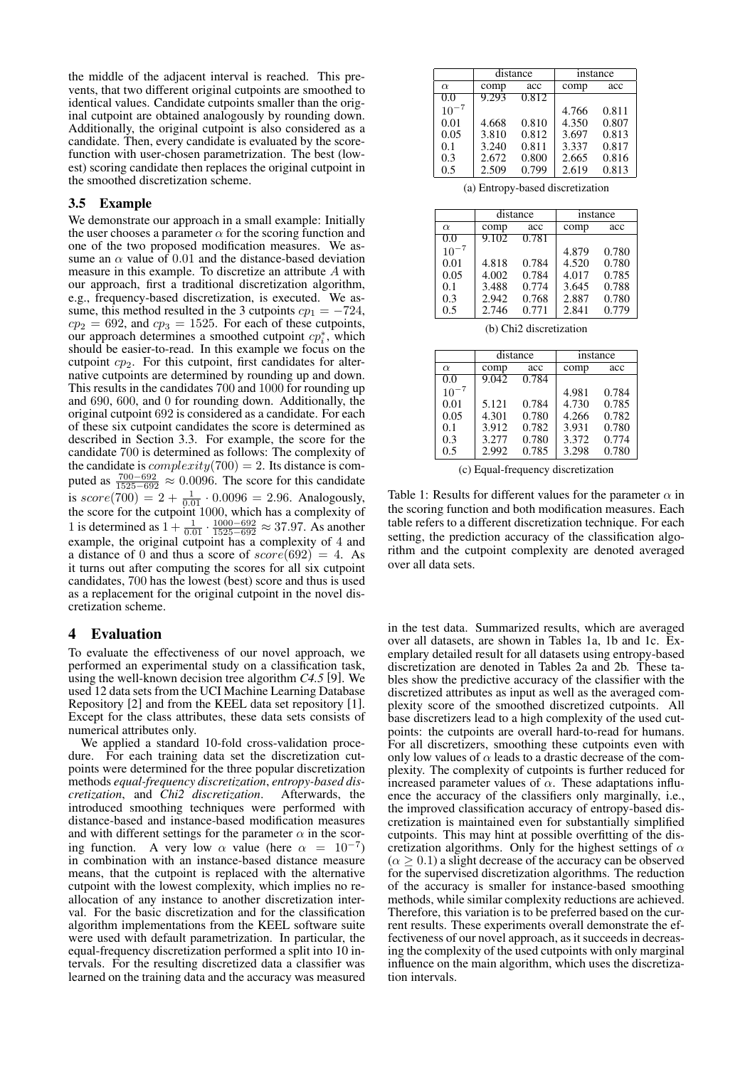the middle of the adjacent interval is reached. This prevents, that two different original cutpoints are smoothed to identical values. Candidate cutpoints smaller than the original cutpoint are obtained analogously by rounding down. Additionally, the original cutpoint is also considered as a candidate. Then, every candidate is evaluated by the score-function with user-chosen parametrization. The best (lowest) scoring candidate then replaces the original cutpoint in the smoothed discretization scheme.

### 3.5 Example

We demonstrate our approach in a small example: Initially the user chooses a parameter $\alpha$ for the scoring function and one of the two proposed modification measures. We assume an $\alpha$ value of $0.01$ and the distance-based deviation measure in this example. To discretize an attribute $A$ with our approach, first a traditional discretization algorithm, e.g., frequency-based discretization, is executed. We assume, this method resulted in the 3 cutpoints $cp_1 = -724$, $cp_2 = 692$, and $cp_3 = 1525$. For each of these cutpoints, our approach determines a smoothed cutpoint $cp_i^*$, which should be easier-to-read. In this example we focus on the cutpoint $cp_2$. For this cutpoint, first candidates for alternative cutpoints are determined by rounding up and down. This results in the candidates 700 and 1000 for rounding up and 690, 600, and 0 for rounding down. Additionally, the original cutpoint 692 is considered as a candidate. For each of these six cutpoint candidates the score is determined as described in Section 3.3. For example, the score for the candidate 700 is determined as follows: The complexity of the candidate is $complexity(700) = 2$. Its distance is computed as $\frac{700-692}{1525-692} \approx 0.0096$. The score for this candidate is $score(700) = 2 + \frac{1}{0.01} \cdot 0.0096 = 2.96$. Analogously, the score for the cutpoint 1000, which has a complexity of 1 is determined as $1 + \frac{1}{0.01} \cdot \frac{1000-692}{1525-692} \approx 37.97$. As another example, the original cutpoint has a complexity of 4 and a distance of 0 and thus a score of $score(692) = 4$. As it turns out after computing the scores for all six cutpoint candidates, 700 has the lowest (best) score and thus is used as a replacement for the original cutpoint in the novel discretization scheme.

## 4 Evaluation

To evaluate the effectiveness of our novel approach, we performed an experimental study on a classification task, using the well-known decision tree algorithm *C4.5* [9]. We used 12 data sets from the UCI Machine Learning Database Repository [2] and from the KEEL data set repository [1]. Except for the class attributes, these data sets consists of numerical attributes only.

We applied a standard 10-fold cross-validation procedure. For each training data set the discretization cutpoints were determined for the three popular discretization methods *equal-frequency discretization*, *entropy-based discretization*, and *Chi2 discretization*. Afterwards, the introduced smoothing techniques were performed with distance-based and instance-based modification measures and with different settings for the parameter $\alpha$ in the scoring function. A very low $\alpha$ value (here $\alpha = 10^{-7}$) in combination with an instance-based distance measure means, that the cutpoint is replaced with the alternative cutpoint with the lowest complexity, which implies no reallocation of any instance to another discretization interval. For the basic discretization and for the classification algorithm implementations from the KEEL software suite were used with default parametrization. In particular, the equal-frequency discretization performed a split into 10 intervals. For the resulting discretized data a classifier was learned on the training data and the accuracy was measured in the test data. Summarized results, which are averaged over all datasets, are shown in Tables 1a, 1b and 1c. Exemplary detailed result for all datasets using entropy-based discretization are denoted in Tables 2a and 2b. These tables show the predictive accuracy of the classifier with the discretized attributes as input as well as the averaged complexity score of the smoothed discretized cutpoints. All base discretizers lead to a high complexity of the used cutpoints: the cutpoints are overall hard-to-read for humans. For all discretizers, smoothing these cutpoints even with only low values of $\alpha$ leads to a drastic decrease of the complexity. The complexity of cutpoints is further reduced for increased parameter values of $\alpha$. These adaptations influence the accuracy of the classifiers only marginally, i.e., the improved classification accuracy of entropy-based discretization is maintained even for substantially simplified cutpoints. This may hint at possible overfitting of the discretization algorithms. Only for the highest settings of $\alpha$ ($\alpha \geq 0.1$) a slight decrease of the accuracy can be observed for the supervised discretization algorithms. The reduction of the accuracy is smaller for instance-based smoothing methods, while similar complexity reductions are achieved. Therefore, this variation is to be preferred based on the current results. These experiments overall demonstrate the effectiveness of our novel approach, as it succeeds in decreasing the complexity of the used cutpoints with only marginal influence on the main algorithm, which uses the discretization intervals.

| | distance | | instance | |
|---|---|---|---|---|
| $\alpha$ | comp | acc | comp | acc |
| 0.0 | 9.293 | 0.812 | | |
| $10^{-7}$ | | | 4.766 | 0.811 |
| 0.01 | 4.668 | 0.810 | 4.350 | 0.807 |
| 0.05 | 3.810 | 0.812 | 3.697 | 0.813 |
| 0.1 | 3.240 | 0.811 | 3.337 | 0.817 |
| 0.3 | 2.672 | 0.800 | 2.665 | 0.816 |
| 0.5 | 2.509 | 0.799 | 2.619 | 0.813 |

(a) Entropy-based discretization

| | distance | | instance | |
|---|---|---|---|---|
| $\alpha$ | comp | acc | comp | acc |
| 0.0 | 9.102 | 0.781 | | |
| $10^{-7}$ | | | 4.879 | 0.780 |
| 0.01 | 4.818 | 0.784 | 4.520 | 0.780 |
| 0.05 | 4.002 | 0.784 | 4.017 | 0.785 |
| 0.1 | 3.488 | 0.774 | 3.645 | 0.788 |
| 0.3 | 2.942 | 0.768 | 2.887 | 0.780 |
| 0.5 | 2.746 | 0.771 | 2.841 | 0.779 |

(b) Chi2 discretization

| | distance | | instance | |
|---|---|---|---|---|
| $\alpha$ | comp | acc | comp | acc |
| 0.0 | 9.042 | 0.784 | | |
| $10^{-7}$ | | | 4.981 | 0.784 |
| 0.01 | 5.121 | 0.784 | 4.730 | 0.785 |
| 0.05 | 4.301 | 0.780 | 4.266 | 0.782 |
| 0.1 | 3.912 | 0.782 | 3.931 | 0.780 |
| 0.3 | 3.277 | 0.780 | 3.372 | 0.774 |
| 0.5 | 2.992 | 0.785 | 3.298 | 0.780 |

(c) Equal-frequency discretization

Table 1: Results for different values for the parameter $\alpha$ in the scoring function and both modification measures. Each table refers to a different discretization technique. For each setting, the prediction accuracy of the classification algorithm and the cutpoint complexity are denoted averaged over all data sets.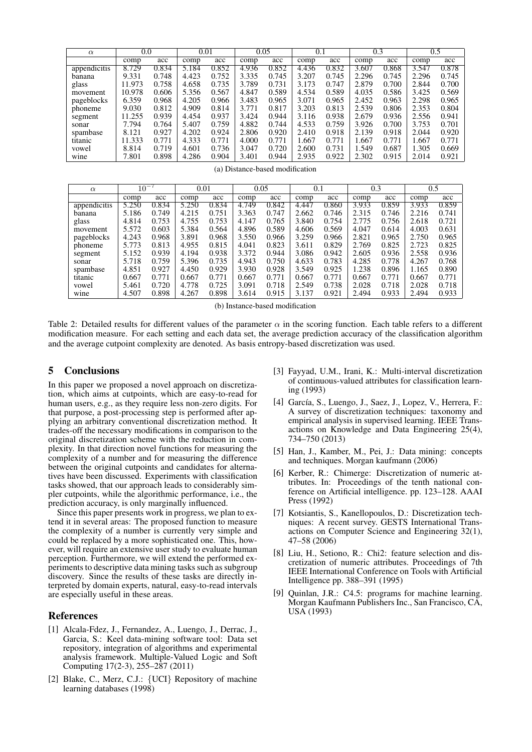| $\alpha$ | 0.0 | | 0.01 | | 0.05 | | 0.1 | | 0.3 | | 0.5 | |
|---|---|---|---|---|---|---|---|---|---|---|---|---|
| | comp | acc | comp | acc | comp | acc | comp | acc | comp | acc | comp | acc |
| appendicitis | 8.729 | 0.834 | 5.184 | 0.852 | 4.936 | 0.852 | 4.436 | 0.832 | 3.607 | 0.868 | 3.547 | 0.878 |
| banana | 9.331 | 0.748 | 4.423 | 0.752 | 3.335 | 0.745 | 3.207 | 0.745 | 2.296 | 0.745 | 2.296 | 0.745 |
| glass | 11.973 | 0.758 | 4.658 | 0.735 | 3.789 | 0.731 | 3.173 | 0.747 | 2.879 | 0.700 | 2.844 | 0.700 |
| movement | 10.978 | 0.606 | 5.356 | 0.567 | 4.847 | 0.589 | 4.534 | 0.589 | 4.035 | 0.586 | 3.425 | 0.569 |
| pageblocks | 6.359 | 0.968 | 4.205 | 0.966 | 3.483 | 0.965 | 3.071 | 0.965 | 2.452 | 0.963 | 2.298 | 0.965 |
| phoneme | 9.030 | 0.812 | 4.909 | 0.814 | 3.771 | 0.817 | 3.203 | 0.813 | 2.539 | 0.806 | 2.353 | 0.804 |
| segment | 11.255 | 0.939 | 4.454 | 0.937 | 3.424 | 0.944 | 3.116 | 0.938 | 2.679 | 0.936 | 2.556 | 0.941 |
| sonar | 7.794 | 0.764 | 5.407 | 0.759 | 4.882 | 0.744 | 4.533 | 0.759 | 3.926 | 0.700 | 3.753 | 0.701 |
| spambase | 8.121 | 0.927 | 4.202 | 0.924 | 2.806 | 0.920 | 2.410 | 0.918 | 2.139 | 0.918 | 2.044 | 0.920 |
| titanic | 11.333 | 0.771 | 4.333 | 0.771 | 4.000 | 0.771 | 1.667 | 0.771 | 1.667 | 0.771 | 1.667 | 0.771 |
| vowel | 8.814 | 0.719 | 4.601 | 0.736 | 3.047 | 0.720 | 2.600 | 0.731 | 1.549 | 0.687 | 1.305 | 0.669 |
| wine | 7.801 | 0.898 | 4.286 | 0.904 | 3.401 | 0.944 | 2.935 | 0.922 | 2.302 | 0.915 | 2.014 | 0.921 |

(a) Distance-based modification

| $\alpha$ | $10^{-7}$ | | 0.01 | | 0.05 | | 0.1 | | 0.3 | | 0.5 | |
|---|---|---|---|---|---|---|---|---|---|---|---|---|
| | comp | acc | comp | acc | comp | acc | comp | acc | comp | acc | comp | acc |
| appendicitis | 5.250 | 0.834 | 5.250 | 0.834 | 4.749 | 0.842 | 4.447 | 0.860 | 3.933 | 0.859 | 3.933 | 0.859 |
| banana | 5.186 | 0.749 | 4.215 | 0.751 | 3.363 | 0.747 | 2.662 | 0.746 | 2.315 | 0.746 | 2.216 | 0.741 |
| glass | 4.814 | 0.753 | 4.755 | 0.753 | 4.147 | 0.765 | 3.840 | 0.754 | 2.775 | 0.756 | 2.618 | 0.721 |
| movement | 5.572 | 0.603 | 5.384 | 0.564 | 4.896 | 0.589 | 4.606 | 0.569 | 4.047 | 0.614 | 4.003 | 0.631 |
| pageblocks | 4.243 | 0.968 | 3.891 | 0.968 | 3.550 | 0.966 | 3.259 | 0.966 | 2.821 | 0.965 | 2.750 | 0.965 |
| phoneme | 5.773 | 0.813 | 4.955 | 0.815 | 4.041 | 0.823 | 3.611 | 0.829 | 2.769 | 0.825 | 2.723 | 0.825 |
| segment | 5.152 | 0.939 | 4.194 | 0.938 | 3.372 | 0.944 | 3.086 | 0.942 | 2.605 | 0.936 | 2.558 | 0.936 |
| sonar | 5.718 | 0.759 | 5.396 | 0.735 | 4.943 | 0.750 | 4.633 | 0.783 | 4.285 | 0.778 | 4.267 | 0.768 |
| spambase | 4.851 | 0.927 | 4.450 | 0.929 | 3.930 | 0.928 | 3.549 | 0.925 | 1.238 | 0.896 | 1.165 | 0.890 |
| titanic | 0.667 | 0.771 | 0.667 | 0.771 | 0.667 | 0.771 | 0.667 | 0.771 | 0.667 | 0.771 | 0.667 | 0.771 |
| vowel | 5.461 | 0.720 | 4.778 | 0.725 | 3.091 | 0.718 | 2.549 | 0.738 | 2.028 | 0.718 | 2.028 | 0.718 |
| wine | 4.507 | 0.898 | 4.267 | 0.898 | 3.614 | 0.915 | 3.137 | 0.921 | 2.494 | 0.933 | 2.494 | 0.933 |

(b) Instance-based modification

Table 2: Detailed results for different values of the parameter $\alpha$ in the scoring function. Each table refers to a different modification measure. For each setting and each data set, the average prediction accuracy of the classification algorithm and the average cutpoint complexity are denoted. As basis entropy-based discretization was used.

## 5 Conclusions

In this paper we proposed a novel approach on discretization, which aims at cutpoints, which are easy-to-read for human users, e.g., as they require less non-zero digits. For that purpose, a post-processing step is performed after applying an arbitrary conventional discretization method. It trades-off the necessary modifications in comparison to the original discretization scheme with the reduction in complexity. In that direction novel functions for measuring the complexity of a number and for measuring the difference between the original cutpoints and candidates for alternatives have been discussed. Experiments with classification tasks showed, that our approach leads to considerably simpler cutpoints, while the algorithmic performance, i.e., the prediction accuracy, is only marginally influenced.

Since this paper presents work in progress, we plan to extend it in several areas: The proposed function to measure the complexity of a number is currently very simple and could be replaced by a more sophisticated one. This, however, will require an extensive user study to evaluate human perception. Furthermore, we will extend the performed experiments to descriptive data mining tasks such as subgroup discovery. Since the results of these tasks are directly interpreted by domain experts, natural, easy-to-read intervals are especially useful in these areas.

## References

[1] Alcala-Fdez, J., Fernandez, A., Luengo, J., Derrac, J., Garcia, S.: Keel data-mining software tool: Data set repository, integration of algorithms and experimental analysis framework. Multiple-Valued Logic and Soft Computing 17(2-3), 255–287 (2011)

[2] Blake, C., Merz, C.J.: {UCI} Repository of machine learning databases (1998)

[3] Fayyad, U.M., Irani, K.: Multi-interval discretization of continuous-valued attributes for classification learning (1993)

[4] García, S., Luengo, J., Saez, J., Lopez, V., Herrera, F.: A survey of discretization techniques: taxonomy and empirical analysis in supervised learning. IEEE Transactions on Knowledge and Data Engineering 25(4), 734–750 (2013)

[5] Han, J., Kamber, M., Pei, J.: Data mining: concepts and techniques. Morgan kaufmann (2006)

[6] Kerber, R.: Chimerge: Discretization of numeric attributes. In: Proceedings of the tenth national conference on Artificial intelligence. pp. 123–128. AAAI Press (1992)

[7] Kotsiantis, S., Kanellopoulos, D.: Discretization techniques: A recent survey. GESTS International Transactions on Computer Science and Engineering 32(1), 47–58 (2006)

[8] Liu, H., Setiono, R.: Chi2: feature selection and discretization of numeric attributes. Proceedings of 7th IEEE International Conference on Tools with Artificial Intelligence pp. 388–391 (1995)

[9] Quinlan, J.R.: C4.5: programs for machine learning. Morgan Kaufmann Publishers Inc., San Francisco, CA, USA (1993)